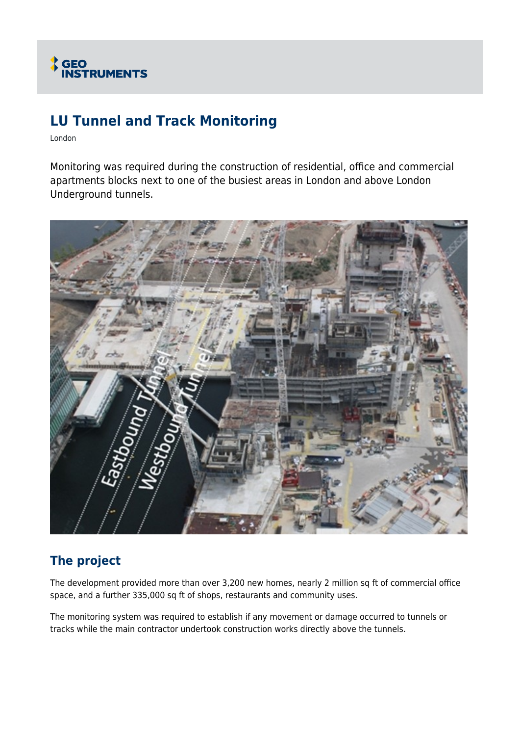GEO INSTRUMENTS

# LU Tunnel and Track Monitoring

London

Monitoring was required during the construction of residential, office and commercial apartments blocks next to one of the busiest areas in London and above London Underground tunnels.

## The project

The development provided more than over 3,200 new homes, nearly 2 million sq ft of commercial office space, and a further 335,000 sq ft of shops, restaurants and community uses.

The monitoring system was required to establish if any movement or damage occurred to tunnels or tracks while the main contractor undertook construction works directly above the tunnels.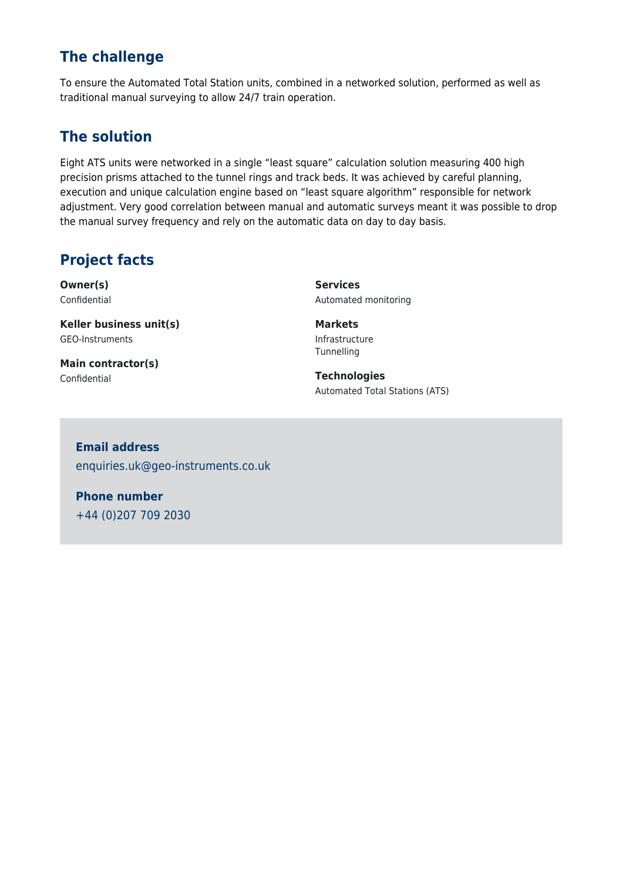## The challenge

To ensure the Automated Total Station units, combined in a networked solution, performed as well as traditional manual surveying to allow 24/7 train operation.

## The solution

Eight ATS units were networked in a single "least square" calculation solution measuring 400 high precision prisms attached to the tunnel rings and track beds. It was achieved by careful planning, execution and unique calculation engine based on "least square algorithm" responsible for network adjustment. Very good correlation between manual and automatic surveys meant it was possible to drop the manual survey frequency and rely on the automatic data on day to day basis.

## Project facts

**Owner(s)**
Confidential

**Keller business unit(s)**
GEO-Instruments

**Main contractor(s)**
Confidential

**Services**
Automated monitoring

**Markets**
Infrastructure
Tunnelling

**Technologies**
Automated Total Stations (ATS)

**Email address**
enquiries.uk@geo-instruments.co.uk

**Phone number**
+44 (0)207 709 2030